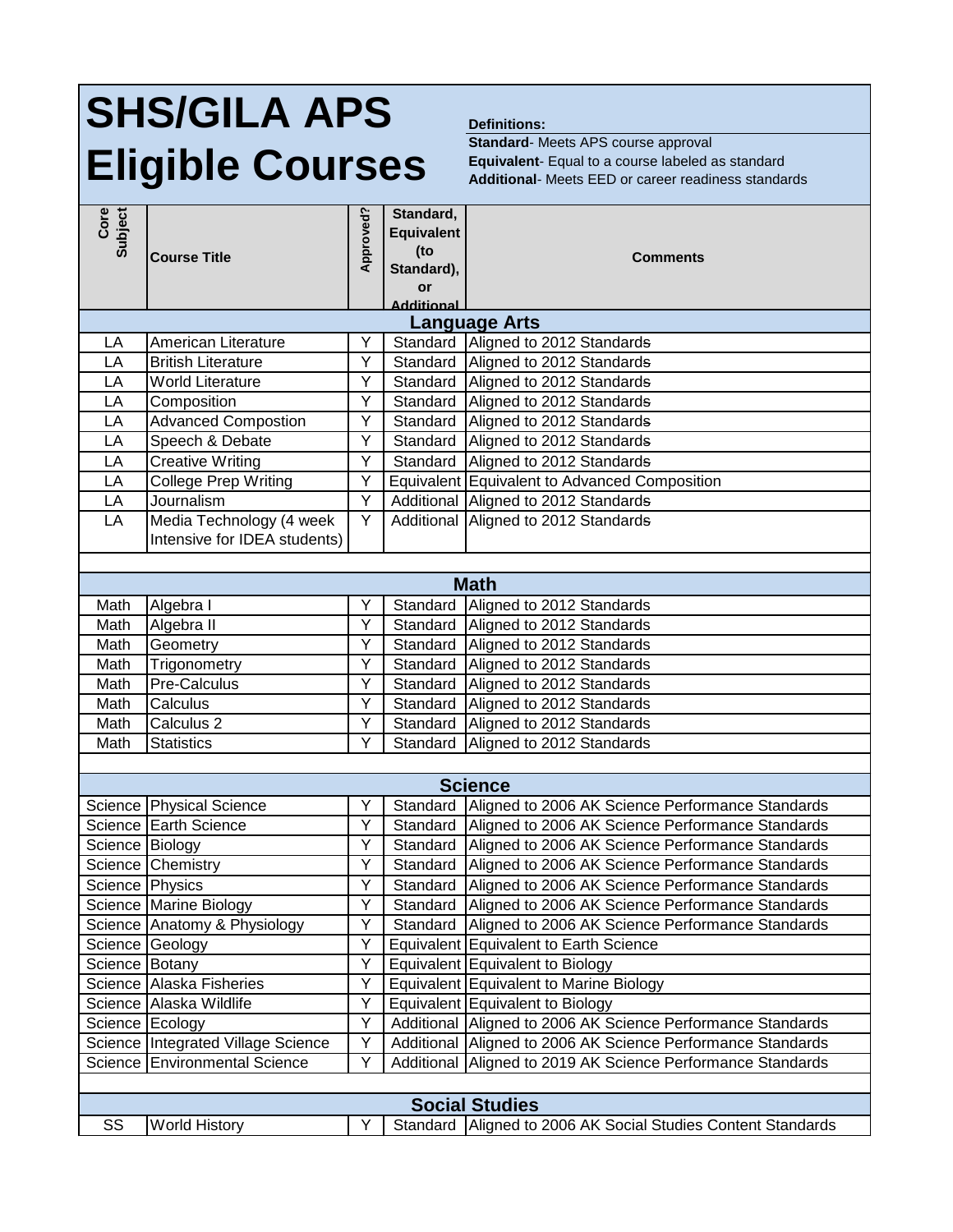# SHS/GILA APS Eligible Courses

**Definitions:**

**Standard**- Meets APS course approval
**Equivalent**- Equal to a course labeled as standard
**Additional**- Meets EED or career readiness standards

| Core Subject | Course Title | Approved? | Standard, Equivalent (to Standard), or Additional | Comments |
|---|---|---|---|---|
| **Language Arts** | | | | |
| LA | American Literature | Y | Standard | Aligned to 2012 Standards |
| LA | British Literature | Y | Standard | Aligned to 2012 Standards |
| LA | World Literature | Y | Standard | Aligned to 2012 Standards |
| LA | Composition | Y | Standard | Aligned to 2012 Standards |
| LA | Advanced Compostion | Y | Standard | Aligned to 2012 Standards |
| LA | Speech & Debate | Y | Standard | Aligned to 2012 Standards |
| LA | Creative Writing | Y | Standard | Aligned to 2012 Standards |
| LA | College Prep Writing | Y | Equivalent | Equivalent to Advanced Composition |
| LA | Journalism | Y | Additional | Aligned to 2012 Standards |
| LA | Media Technology (4 week Intensive for IDEA students) | Y | Additional | Aligned to 2012 Standards |
| **Math** | | | | |
| Math | Algebra I | Y | Standard | Aligned to 2012 Standards |
| Math | Algebra II | Y | Standard | Aligned to 2012 Standards |
| Math | Geometry | Y | Standard | Aligned to 2012 Standards |
| Math | Trigonometry | Y | Standard | Aligned to 2012 Standards |
| Math | Pre-Calculus | Y | Standard | Aligned to 2012 Standards |
| Math | Calculus | Y | Standard | Aligned to 2012 Standards |
| Math | Calculus 2 | Y | Standard | Aligned to 2012 Standards |
| Math | Statistics | Y | Standard | Aligned to 2012 Standards |
| **Science** | | | | |
| Science | Physical Science | Y | Standard | Aligned to 2006 AK Science Performance Standards |
| Science | Earth Science | Y | Standard | Aligned to 2006 AK Science Performance Standards |
| Science | Biology | Y | Standard | Aligned to 2006 AK Science Performance Standards |
| Science | Chemistry | Y | Standard | Aligned to 2006 AK Science Performance Standards |
| Science | Physics | Y | Standard | Aligned to 2006 AK Science Performance Standards |
| Science | Marine Biology | Y | Standard | Aligned to 2006 AK Science Performance Standards |
| Science | Anatomy & Physiology | Y | Standard | Aligned to 2006 AK Science Performance Standards |
| Science | Geology | Y | Equivalent | Equivalent to Earth Science |
| Science | Botany | Y | Equivalent | Equivalent to Biology |
| Science | Alaska Fisheries | Y | Equivalent | Equivalent to Marine Biology |
| Science | Alaska Wildlife | Y | Equivalent | Equivalent to Biology |
| Science | Ecology | Y | Additional | Aligned to 2006 AK Science Performance Standards |
| Science | Integrated Village Science | Y | Additional | Aligned to 2006 AK Science Performance Standards |
| Science | Environmental Science | Y | Additional | Aligned to 2019 AK Science Performance Standards |
| **Social Studies** | | | | |
| SS | World History | Y | Standard | Aligned to 2006 AK Social Studies Content Standards |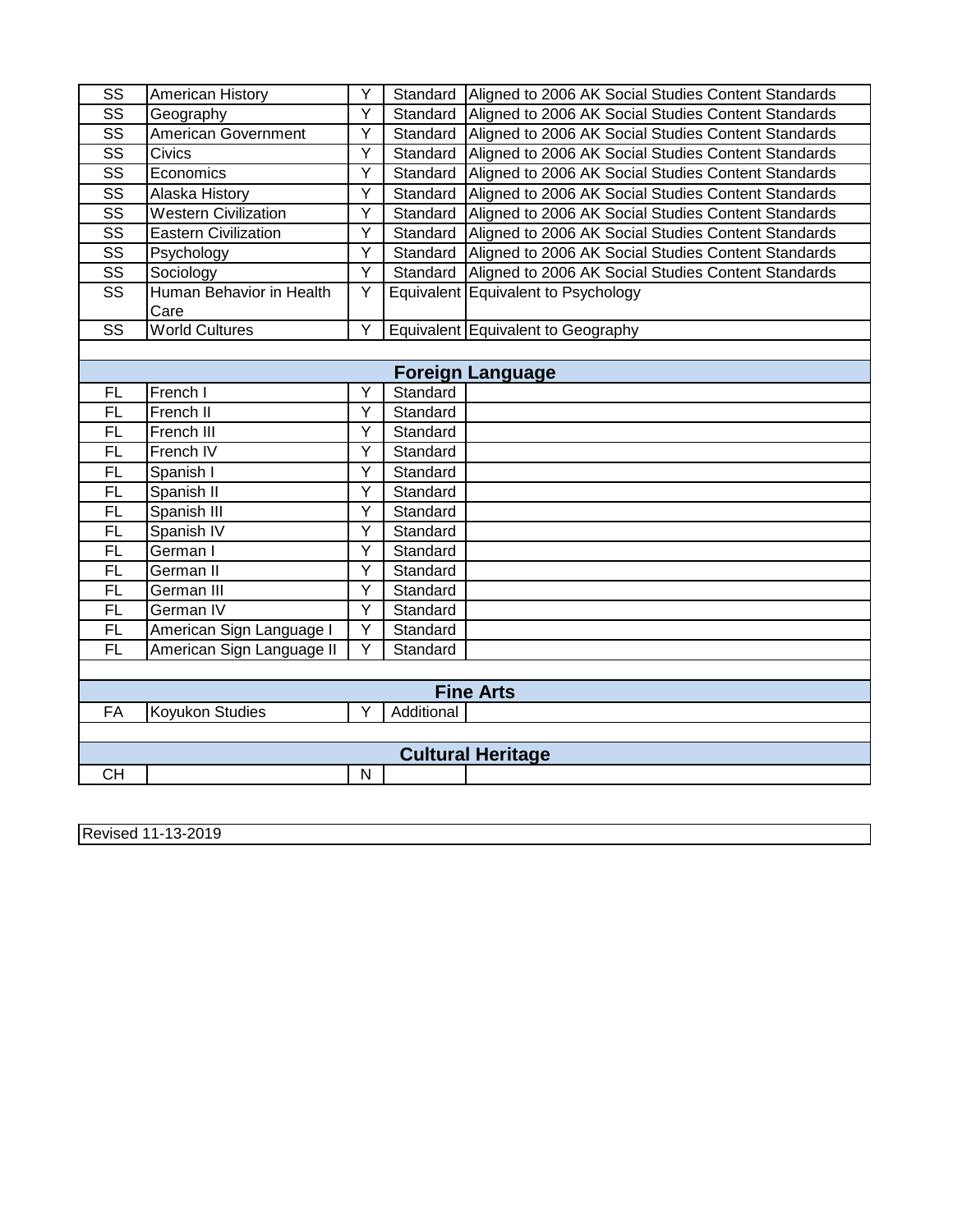| | | | | |
|---|---|---|---|---|
| SS | American History | Y | Standard | Aligned to 2006 AK Social Studies Content Standards |
| SS | Geography | Y | Standard | Aligned to 2006 AK Social Studies Content Standards |
| SS | American Government | Y | Standard | Aligned to 2006 AK Social Studies Content Standards |
| SS | Civics | Y | Standard | Aligned to 2006 AK Social Studies Content Standards |
| SS | Economics | Y | Standard | Aligned to 2006 AK Social Studies Content Standards |
| SS | Alaska History | Y | Standard | Aligned to 2006 AK Social Studies Content Standards |
| SS | Western Civilization | Y | Standard | Aligned to 2006 AK Social Studies Content Standards |
| SS | Eastern Civilization | Y | Standard | Aligned to 2006 AK Social Studies Content Standards |
| SS | Psychology | Y | Standard | Aligned to 2006 AK Social Studies Content Standards |
| SS | Sociology | Y | Standard | Aligned to 2006 AK Social Studies Content Standards |
| SS | Human Behavior in Health Care | Y | Equivalent | Equivalent to Psychology |
| SS | World Cultures | Y | Equivalent | Equivalent to Geography |
| | | | | |
| **Foreign Language** | | | | |
| FL | French I | Y | Standard | |
| FL | French II | Y | Standard | |
| FL | French III | Y | Standard | |
| FL | French IV | Y | Standard | |
| FL | Spanish I | Y | Standard | |
| FL | Spanish II | Y | Standard | |
| FL | Spanish III | Y | Standard | |
| FL | Spanish IV | Y | Standard | |
| FL | German I | Y | Standard | |
| FL | German II | Y | Standard | |
| FL | German III | Y | Standard | |
| FL | German IV | Y | Standard | |
| FL | American Sign Language I | Y | Standard | |
| FL | American Sign Language II | Y | Standard | |
| | | | | |
| **Fine Arts** | | | | |
| FA | Koyukon Studies | Y | Additional | |
| | | | | |
| **Cultural Heritage** | | | | |
| CH | | N | | |

Revised 11-13-2019